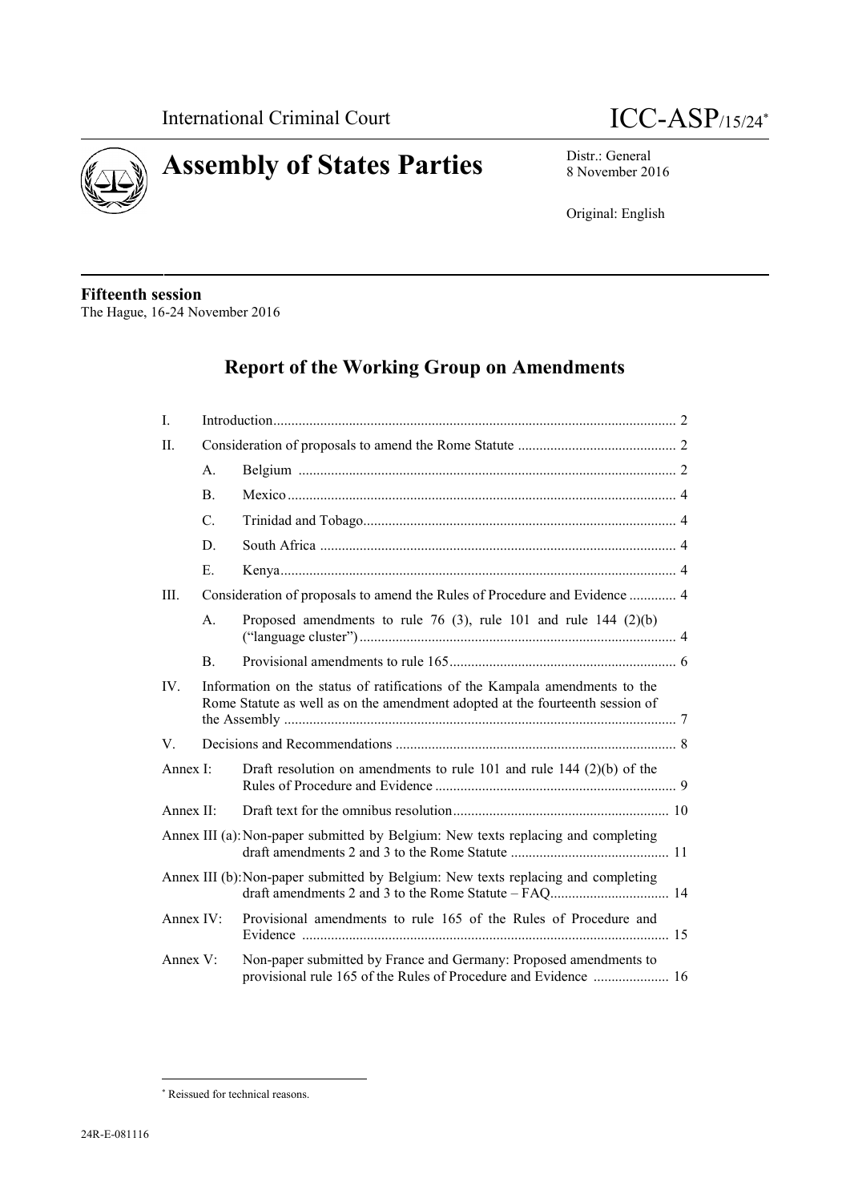International Criminal Court

# ICC-ASP/15/24*

# Assembly of States Parties

Distr.: General
8 November 2016

Original: English

**Fifteenth session**
The Hague, 16-24 November 2016

## Report of the Working Group on Amendments

| | | | |
|---|---|---|---|
| I. | Introduction | | 2 |
| II. | Consideration of proposals to amend the Rome Statute | | 2 |
| | A. | Belgium | 2 |
| | B. | Mexico | 4 |
| | C. | Trinidad and Tobago | 4 |
| | D. | South Africa | 4 |
| | E. | Kenya | 4 |
| III. | Consideration of proposals to amend the Rules of Procedure and Evidence | | 4 |
| | A. | Proposed amendments to rule 76 (3), rule 101 and rule 144 (2)(b) ("language cluster") | 4 |
| | B. | Provisional amendments to rule 165 | 6 |
| IV. | Information on the status of ratifications of the Kampala amendments to the Rome Statute as well as on the amendment adopted at the fourteenth session of the Assembly | | 7 |
| V. | Decisions and Recommendations | | 8 |
| Annex I: | Draft resolution on amendments to rule 101 and rule 144 (2)(b) of the Rules of Procedure and Evidence | | 9 |
| Annex II: | Draft text for the omnibus resolution | | 10 |
| Annex III (a): | Non-paper submitted by Belgium: New texts replacing and completing draft amendments 2 and 3 to the Rome Statute | | 11 |
| Annex III (b): | Non-paper submitted by Belgium: New texts replacing and completing draft amendments 2 and 3 to the Rome Statute – FAQ | | 14 |
| Annex IV: | Provisional amendments to rule 165 of the Rules of Procedure and Evidence | | 15 |
| Annex V: | Non-paper submitted by France and Germany: Proposed amendments to provisional rule 165 of the Rules of Procedure and Evidence | | 16 |

\* Reissued for technical reasons.

24R-E-081116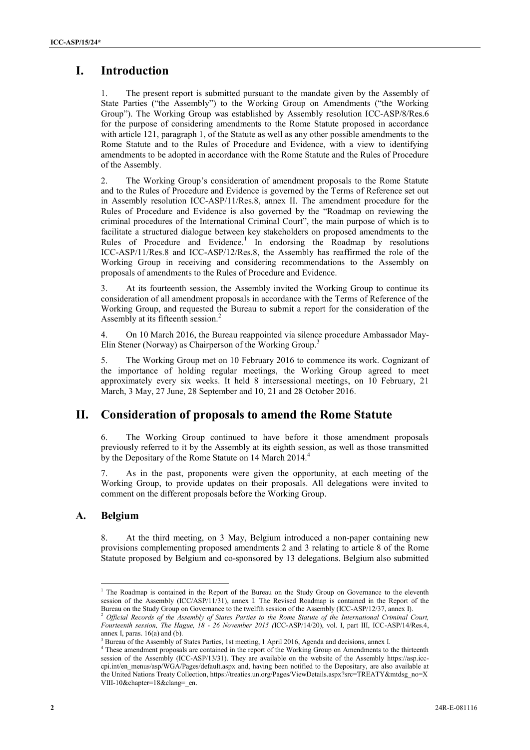# I. Introduction

1. The present report is submitted pursuant to the mandate given by the Assembly of State Parties ("the Assembly") to the Working Group on Amendments ("the Working Group"). The Working Group was established by Assembly resolution ICC-ASP/8/Res.6 for the purpose of considering amendments to the Rome Statute proposed in accordance with article 121, paragraph 1, of the Statute as well as any other possible amendments to the Rome Statute and to the Rules of Procedure and Evidence, with a view to identifying amendments to be adopted in accordance with the Rome Statute and the Rules of Procedure of the Assembly.

2. The Working Group's consideration of amendment proposals to the Rome Statute and to the Rules of Procedure and Evidence is governed by the Terms of Reference set out in Assembly resolution ICC-ASP/11/Res.8, annex II. The amendment procedure for the Rules of Procedure and Evidence is also governed by the "Roadmap on reviewing the criminal procedures of the International Criminal Court", the main purpose of which is to facilitate a structured dialogue between key stakeholders on proposed amendments to the Rules of Procedure and Evidence.[1] In endorsing the Roadmap by resolutions ICC-ASP/11/Res.8 and ICC-ASP/12/Res.8, the Assembly has reaffirmed the role of the Working Group in receiving and considering recommendations to the Assembly on proposals of amendments to the Rules of Procedure and Evidence.

3. At its fourteenth session, the Assembly invited the Working Group to continue its consideration of all amendment proposals in accordance with the Terms of Reference of the Working Group, and requested the Bureau to submit a report for the consideration of the Assembly at its fifteenth session.[2]

4. On 10 March 2016, the Bureau reappointed via silence procedure Ambassador May-Elin Stener (Norway) as Chairperson of the Working Group.[3]

5. The Working Group met on 10 February 2016 to commence its work. Cognizant of the importance of holding regular meetings, the Working Group agreed to meet approximately every six weeks. It held 8 intersessional meetings, on 10 February, 21 March, 3 May, 27 June, 28 September and 10, 21 and 28 October 2016.

# II. Consideration of proposals to amend the Rome Statute

6. The Working Group continued to have before it those amendment proposals previously referred to it by the Assembly at its eighth session, as well as those transmitted by the Depositary of the Rome Statute on 14 March 2014.[4]

7. As in the past, proponents were given the opportunity, at each meeting of the Working Group, to provide updates on their proposals. All delegations were invited to comment on the different proposals before the Working Group.

## A. Belgium

8. At the third meeting, on 3 May, Belgium introduced a non-paper containing new provisions complementing proposed amendments 2 and 3 relating to article 8 of the Rome Statute proposed by Belgium and co-sponsored by 13 delegations. Belgium also submitted

---

[1] The Roadmap is contained in the Report of the Bureau on the Study Group on Governance to the eleventh session of the Assembly (ICC/ASP/11/31), annex I. The Revised Roadmap is contained in the Report of the Bureau on the Study Group on Governance to the twelfth session of the Assembly (ICC-ASP/12/37, annex I).

[2] *Official Records of the Assembly of States Parties to the Rome Statute of the International Criminal Court, Fourteenth session, The Hague, 18 - 26 November 2015 (*ICC-ASP/14/20), vol. I, part III, ICC-ASP/14/Res.4, annex I, paras. 16(a) and (b).

[3] Bureau of the Assembly of States Parties, 1st meeting, 1 April 2016, Agenda and decisions, annex I.

[4] These amendment proposals are contained in the report of the Working Group on Amendments to the thirteenth session of the Assembly (ICC-ASP/13/31). They are available on the website of the Assembly https://asp.icc-cpi.int/en_menus/asp/WGA/Pages/default.aspx and, having been notified to the Depositary, are also available at the United Nations Treaty Collection, https://treaties.un.org/Pages/ViewDetails.aspx?src=TREATY&mtdsg_no=XVIII-10&chapter=18&clang=_en.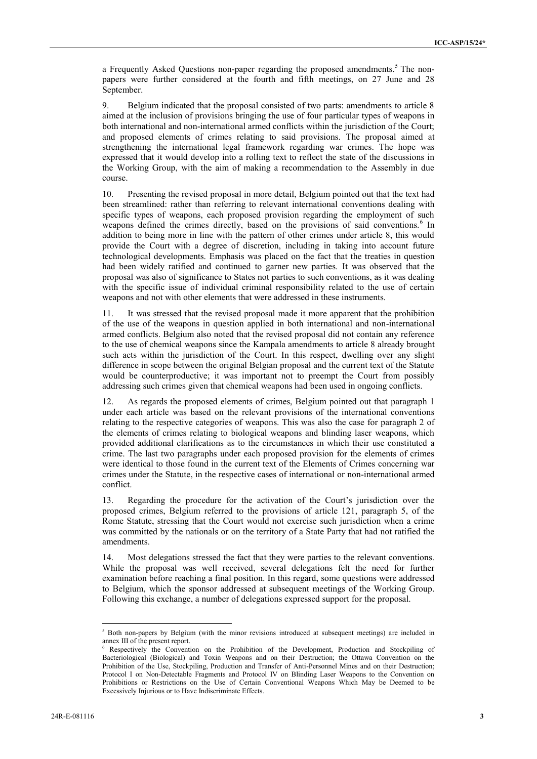a Frequently Asked Questions non-paper regarding the proposed amendments.[5] The non-papers were further considered at the fourth and fifth meetings, on 27 June and 28 September.

9. Belgium indicated that the proposal consisted of two parts: amendments to article 8 aimed at the inclusion of provisions bringing the use of four particular types of weapons in both international and non-international armed conflicts within the jurisdiction of the Court; and proposed elements of crimes relating to said provisions. The proposal aimed at strengthening the international legal framework regarding war crimes. The hope was expressed that it would develop into a rolling text to reflect the state of the discussions in the Working Group, with the aim of making a recommendation to the Assembly in due course.

10. Presenting the revised proposal in more detail, Belgium pointed out that the text had been streamlined: rather than referring to relevant international conventions dealing with specific types of weapons, each proposed provision regarding the employment of such weapons defined the crimes directly, based on the provisions of said conventions.[6] In addition to being more in line with the pattern of other crimes under article 8, this would provide the Court with a degree of discretion, including in taking into account future technological developments. Emphasis was placed on the fact that the treaties in question had been widely ratified and continued to garner new parties. It was observed that the proposal was also of significance to States not parties to such conventions, as it was dealing with the specific issue of individual criminal responsibility related to the use of certain weapons and not with other elements that were addressed in these instruments.

11. It was stressed that the revised proposal made it more apparent that the prohibition of the use of the weapons in question applied in both international and non-international armed conflicts. Belgium also noted that the revised proposal did not contain any reference to the use of chemical weapons since the Kampala amendments to article 8 already brought such acts within the jurisdiction of the Court. In this respect, dwelling over any slight difference in scope between the original Belgian proposal and the current text of the Statute would be counterproductive; it was important not to preempt the Court from possibly addressing such crimes given that chemical weapons had been used in ongoing conflicts.

12. As regards the proposed elements of crimes, Belgium pointed out that paragraph 1 under each article was based on the relevant provisions of the international conventions relating to the respective categories of weapons. This was also the case for paragraph 2 of the elements of crimes relating to biological weapons and blinding laser weapons, which provided additional clarifications as to the circumstances in which their use constituted a crime. The last two paragraphs under each proposed provision for the elements of crimes were identical to those found in the current text of the Elements of Crimes concerning war crimes under the Statute, in the respective cases of international or non-international armed conflict.

13. Regarding the procedure for the activation of the Court's jurisdiction over the proposed crimes, Belgium referred to the provisions of article 121, paragraph 5, of the Rome Statute, stressing that the Court would not exercise such jurisdiction when a crime was committed by the nationals or on the territory of a State Party that had not ratified the amendments.

14. Most delegations stressed the fact that they were parties to the relevant conventions. While the proposal was well received, several delegations felt the need for further examination before reaching a final position. In this regard, some questions were addressed to Belgium, which the sponsor addressed at subsequent meetings of the Working Group. Following this exchange, a number of delegations expressed support for the proposal.

---

[5] Both non-papers by Belgium (with the minor revisions introduced at subsequent meetings) are included in annex III of the present report.

[6] Respectively the Convention on the Prohibition of the Development, Production and Stockpiling of Bacteriological (Biological) and Toxin Weapons and on their Destruction; the Ottawa Convention on the Prohibition of the Use, Stockpiling, Production and Transfer of Anti-Personnel Mines and on their Destruction; Protocol I on Non-Detectable Fragments and Protocol IV on Blinding Laser Weapons to the Convention on Prohibitions or Restrictions on the Use of Certain Conventional Weapons Which May be Deemed to be Excessively Injurious or to Have Indiscriminate Effects.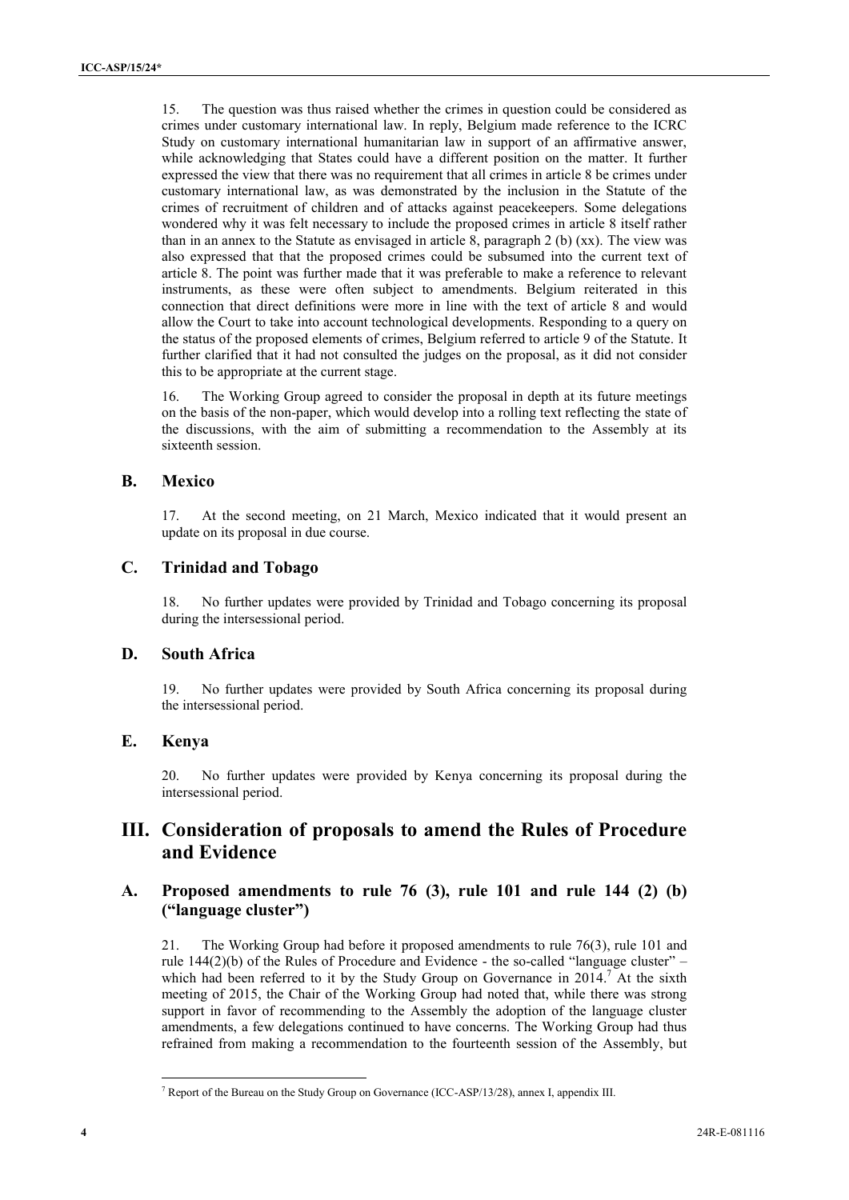15. The question was thus raised whether the crimes in question could be considered as crimes under customary international law. In reply, Belgium made reference to the ICRC Study on customary international humanitarian law in support of an affirmative answer, while acknowledging that States could have a different position on the matter. It further expressed the view that there was no requirement that all crimes in article 8 be crimes under customary international law, as was demonstrated by the inclusion in the Statute of the crimes of recruitment of children and of attacks against peacekeepers. Some delegations wondered why it was felt necessary to include the proposed crimes in article 8 itself rather than in an annex to the Statute as envisaged in article 8, paragraph 2 (b) (xx). The view was also expressed that that the proposed crimes could be subsumed into the current text of article 8. The point was further made that it was preferable to make a reference to relevant instruments, as these were often subject to amendments. Belgium reiterated in this connection that direct definitions were more in line with the text of article 8 and would allow the Court to take into account technological developments. Responding to a query on the status of the proposed elements of crimes, Belgium referred to article 9 of the Statute. It further clarified that it had not consulted the judges on the proposal, as it did not consider this to be appropriate at the current stage.

16. The Working Group agreed to consider the proposal in depth at its future meetings on the basis of the non-paper, which would develop into a rolling text reflecting the state of the discussions, with the aim of submitting a recommendation to the Assembly at its sixteenth session.

## B. Mexico

17. At the second meeting, on 21 March, Mexico indicated that it would present an update on its proposal in due course.

## C. Trinidad and Tobago

18. No further updates were provided by Trinidad and Tobago concerning its proposal during the intersessional period.

## D. South Africa

19. No further updates were provided by South Africa concerning its proposal during the intersessional period.

## E. Kenya

20. No further updates were provided by Kenya concerning its proposal during the intersessional period.

# III. Consideration of proposals to amend the Rules of Procedure and Evidence

## A. Proposed amendments to rule 76 (3), rule 101 and rule 144 (2) (b) ("language cluster")

21. The Working Group had before it proposed amendments to rule 76(3), rule 101 and rule 144(2)(b) of the Rules of Procedure and Evidence - the so-called "language cluster" – which had been referred to it by the Study Group on Governance in 2014.[7] At the sixth meeting of 2015, the Chair of the Working Group had noted that, while there was strong support in favor of recommending to the Assembly the adoption of the language cluster amendments, a few delegations continued to have concerns. The Working Group had thus refrained from making a recommendation to the fourteenth session of the Assembly, but

[7] Report of the Bureau on the Study Group on Governance (ICC-ASP/13/28), annex I, appendix III.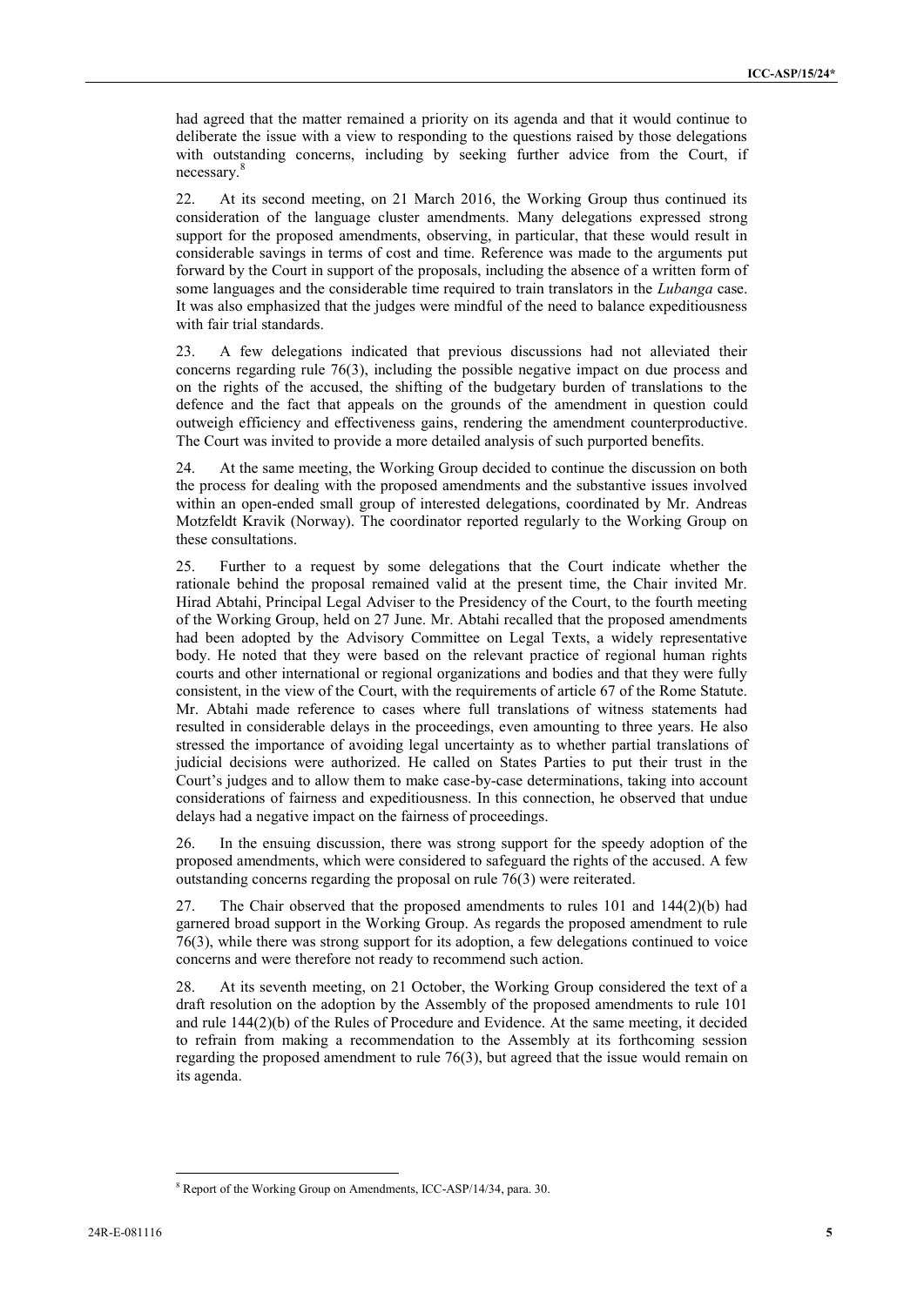had agreed that the matter remained a priority on its agenda and that it would continue to deliberate the issue with a view to responding to the questions raised by those delegations with outstanding concerns, including by seeking further advice from the Court, if necessary.[8]

22. At its second meeting, on 21 March 2016, the Working Group thus continued its consideration of the language cluster amendments. Many delegations expressed strong support for the proposed amendments, observing, in particular, that these would result in considerable savings in terms of cost and time. Reference was made to the arguments put forward by the Court in support of the proposals, including the absence of a written form of some languages and the considerable time required to train translators in the *Lubanga* case. It was also emphasized that the judges were mindful of the need to balance expeditiousness with fair trial standards.

23. A few delegations indicated that previous discussions had not alleviated their concerns regarding rule 76(3), including the possible negative impact on due process and on the rights of the accused, the shifting of the budgetary burden of translations to the defence and the fact that appeals on the grounds of the amendment in question could outweigh efficiency and effectiveness gains, rendering the amendment counterproductive. The Court was invited to provide a more detailed analysis of such purported benefits.

24. At the same meeting, the Working Group decided to continue the discussion on both the process for dealing with the proposed amendments and the substantive issues involved within an open-ended small group of interested delegations, coordinated by Mr. Andreas Motzfeldt Kravik (Norway). The coordinator reported regularly to the Working Group on these consultations.

25. Further to a request by some delegations that the Court indicate whether the rationale behind the proposal remained valid at the present time, the Chair invited Mr. Hirad Abtahi, Principal Legal Adviser to the Presidency of the Court, to the fourth meeting of the Working Group, held on 27 June. Mr. Abtahi recalled that the proposed amendments had been adopted by the Advisory Committee on Legal Texts, a widely representative body. He noted that they were based on the relevant practice of regional human rights courts and other international or regional organizations and bodies and that they were fully consistent, in the view of the Court, with the requirements of article 67 of the Rome Statute. Mr. Abtahi made reference to cases where full translations of witness statements had resulted in considerable delays in the proceedings, even amounting to three years. He also stressed the importance of avoiding legal uncertainty as to whether partial translations of judicial decisions were authorized. He called on States Parties to put their trust in the Court's judges and to allow them to make case-by-case determinations, taking into account considerations of fairness and expeditiousness. In this connection, he observed that undue delays had a negative impact on the fairness of proceedings.

26. In the ensuing discussion, there was strong support for the speedy adoption of the proposed amendments, which were considered to safeguard the rights of the accused. A few outstanding concerns regarding the proposal on rule 76(3) were reiterated.

27. The Chair observed that the proposed amendments to rules 101 and 144(2)(b) had garnered broad support in the Working Group. As regards the proposed amendment to rule 76(3), while there was strong support for its adoption, a few delegations continued to voice concerns and were therefore not ready to recommend such action.

28. At its seventh meeting, on 21 October, the Working Group considered the text of a draft resolution on the adoption by the Assembly of the proposed amendments to rule 101 and rule 144(2)(b) of the Rules of Procedure and Evidence. At the same meeting, it decided to refrain from making a recommendation to the Assembly at its forthcoming session regarding the proposed amendment to rule 76(3), but agreed that the issue would remain on its agenda.

[8] Report of the Working Group on Amendments, ICC-ASP/14/34, para. 30.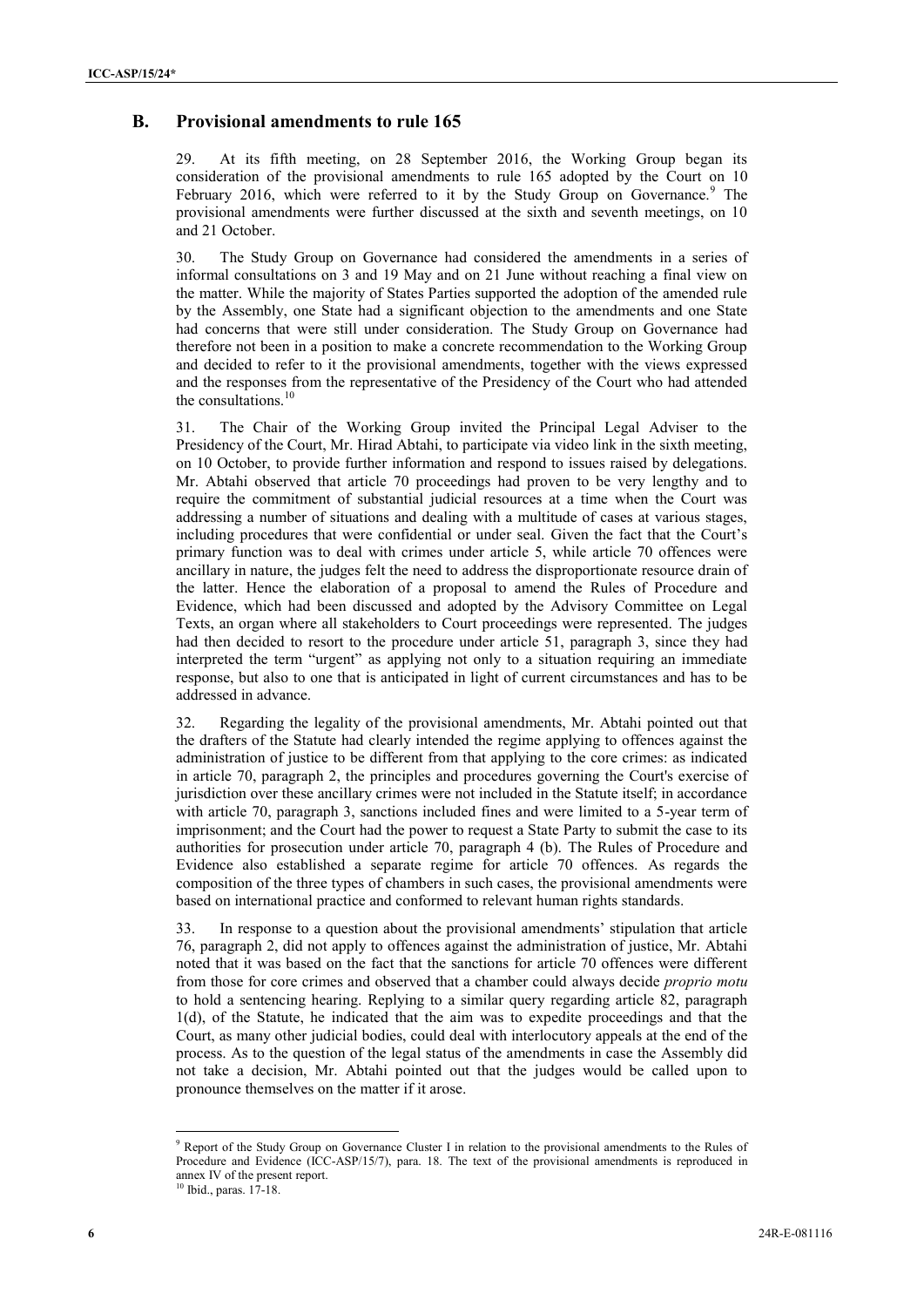## B. Provisional amendments to rule 165

29. At its fifth meeting, on 28 September 2016, the Working Group began its consideration of the provisional amendments to rule 165 adopted by the Court on 10 February 2016, which were referred to it by the Study Group on Governance.[9] The provisional amendments were further discussed at the sixth and seventh meetings, on 10 and 21 October.

30. The Study Group on Governance had considered the amendments in a series of informal consultations on 3 and 19 May and on 21 June without reaching a final view on the matter. While the majority of States Parties supported the adoption of the amended rule by the Assembly, one State had a significant objection to the amendments and one State had concerns that were still under consideration. The Study Group on Governance had therefore not been in a position to make a concrete recommendation to the Working Group and decided to refer to it the provisional amendments, together with the views expressed and the responses from the representative of the Presidency of the Court who had attended the consultations.[10]

31. The Chair of the Working Group invited the Principal Legal Adviser to the Presidency of the Court, Mr. Hirad Abtahi, to participate via video link in the sixth meeting, on 10 October, to provide further information and respond to issues raised by delegations. Mr. Abtahi observed that article 70 proceedings had proven to be very lengthy and to require the commitment of substantial judicial resources at a time when the Court was addressing a number of situations and dealing with a multitude of cases at various stages, including procedures that were confidential or under seal. Given the fact that the Court's primary function was to deal with crimes under article 5, while article 70 offences were ancillary in nature, the judges felt the need to address the disproportionate resource drain of the latter. Hence the elaboration of a proposal to amend the Rules of Procedure and Evidence, which had been discussed and adopted by the Advisory Committee on Legal Texts, an organ where all stakeholders to Court proceedings were represented. The judges had then decided to resort to the procedure under article 51, paragraph 3, since they had interpreted the term "urgent" as applying not only to a situation requiring an immediate response, but also to one that is anticipated in light of current circumstances and has to be addressed in advance.

32. Regarding the legality of the provisional amendments, Mr. Abtahi pointed out that the drafters of the Statute had clearly intended the regime applying to offences against the administration of justice to be different from that applying to the core crimes: as indicated in article 70, paragraph 2, the principles and procedures governing the Court's exercise of jurisdiction over these ancillary crimes were not included in the Statute itself; in accordance with article 70, paragraph 3, sanctions included fines and were limited to a 5-year term of imprisonment; and the Court had the power to request a State Party to submit the case to its authorities for prosecution under article 70, paragraph 4 (b). The Rules of Procedure and Evidence also established a separate regime for article 70 offences. As regards the composition of the three types of chambers in such cases, the provisional amendments were based on international practice and conformed to relevant human rights standards.

33. In response to a question about the provisional amendments' stipulation that article 76, paragraph 2, did not apply to offences against the administration of justice, Mr. Abtahi noted that it was based on the fact that the sanctions for article 70 offences were different from those for core crimes and observed that a chamber could always decide *proprio motu* to hold a sentencing hearing. Replying to a similar query regarding article 82, paragraph 1(d), of the Statute, he indicated that the aim was to expedite proceedings and that the Court, as many other judicial bodies, could deal with interlocutory appeals at the end of the process. As to the question of the legal status of the amendments in case the Assembly did not take a decision, Mr. Abtahi pointed out that the judges would be called upon to pronounce themselves on the matter if it arose.

---

[9] Report of the Study Group on Governance Cluster I in relation to the provisional amendments to the Rules of Procedure and Evidence (ICC-ASP/15/7), para. 18. The text of the provisional amendments is reproduced in annex IV of the present report.

[10] Ibid., paras. 17-18.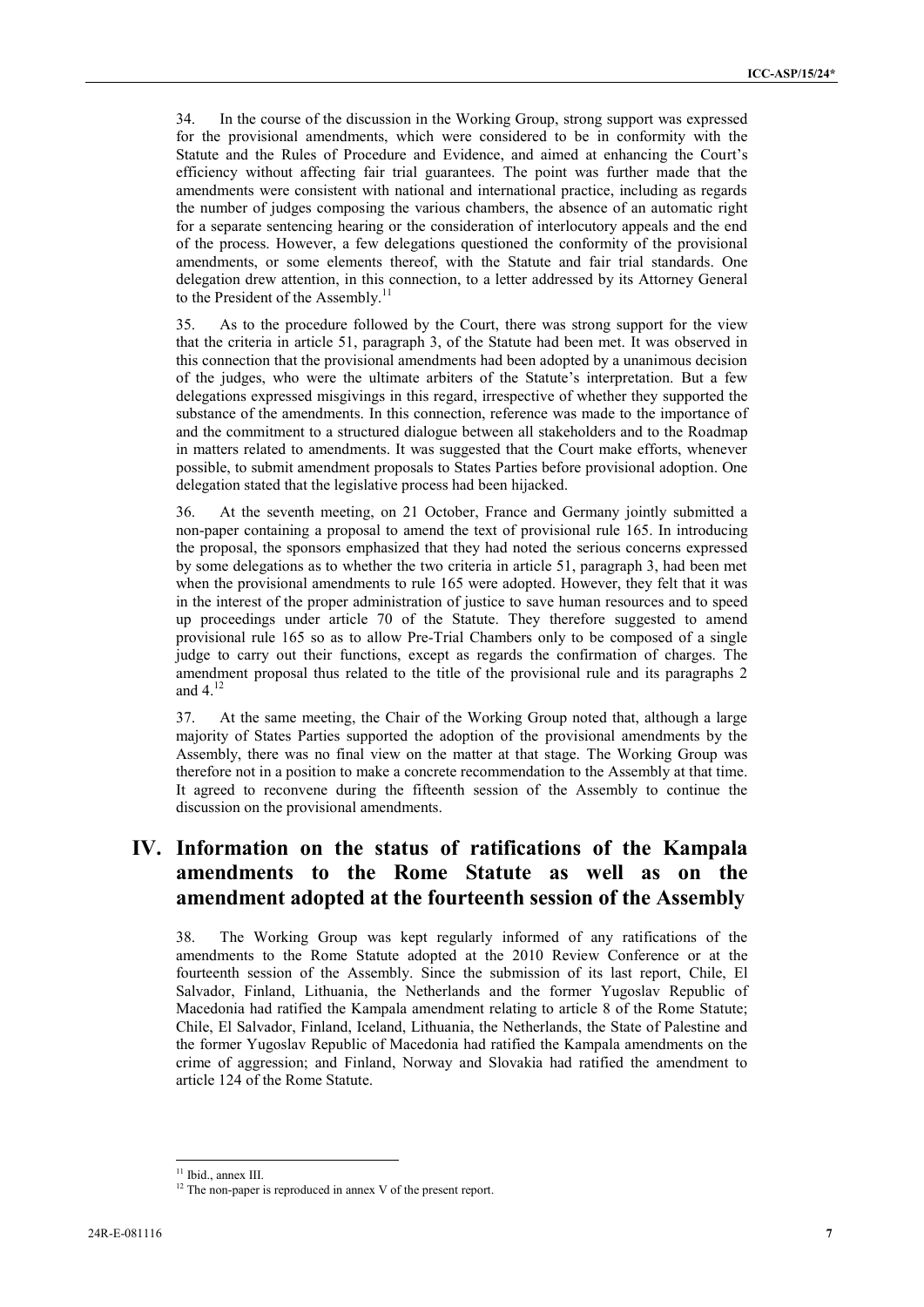34. In the course of the discussion in the Working Group, strong support was expressed for the provisional amendments, which were considered to be in conformity with the Statute and the Rules of Procedure and Evidence, and aimed at enhancing the Court's efficiency without affecting fair trial guarantees. The point was further made that the amendments were consistent with national and international practice, including as regards the number of judges composing the various chambers, the absence of an automatic right for a separate sentencing hearing or the consideration of interlocutory appeals and the end of the process. However, a few delegations questioned the conformity of the provisional amendments, or some elements thereof, with the Statute and fair trial standards. One delegation drew attention, in this connection, to a letter addressed by its Attorney General to the President of the Assembly.[11]

35. As to the procedure followed by the Court, there was strong support for the view that the criteria in article 51, paragraph 3, of the Statute had been met. It was observed in this connection that the provisional amendments had been adopted by a unanimous decision of the judges, who were the ultimate arbiters of the Statute's interpretation. But a few delegations expressed misgivings in this regard, irrespective of whether they supported the substance of the amendments. In this connection, reference was made to the importance of and the commitment to a structured dialogue between all stakeholders and to the Roadmap in matters related to amendments. It was suggested that the Court make efforts, whenever possible, to submit amendment proposals to States Parties before provisional adoption. One delegation stated that the legislative process had been hijacked.

36. At the seventh meeting, on 21 October, France and Germany jointly submitted a non-paper containing a proposal to amend the text of provisional rule 165. In introducing the proposal, the sponsors emphasized that they had noted the serious concerns expressed by some delegations as to whether the two criteria in article 51, paragraph 3, had been met when the provisional amendments to rule 165 were adopted. However, they felt that it was in the interest of the proper administration of justice to save human resources and to speed up proceedings under article 70 of the Statute. They therefore suggested to amend provisional rule 165 so as to allow Pre-Trial Chambers only to be composed of a single judge to carry out their functions, except as regards the confirmation of charges. The amendment proposal thus related to the title of the provisional rule and its paragraphs 2 and 4.[12]

37. At the same meeting, the Chair of the Working Group noted that, although a large majority of States Parties supported the adoption of the provisional amendments by the Assembly, there was no final view on the matter at that stage. The Working Group was therefore not in a position to make a concrete recommendation to the Assembly at that time. It agreed to reconvene during the fifteenth session of the Assembly to continue the discussion on the provisional amendments.

# IV. Information on the status of ratifications of the Kampala amendments to the Rome Statute as well as on the amendment adopted at the fourteenth session of the Assembly

38. The Working Group was kept regularly informed of any ratifications of the amendments to the Rome Statute adopted at the 2010 Review Conference or at the fourteenth session of the Assembly. Since the submission of its last report, Chile, El Salvador, Finland, Lithuania, the Netherlands and the former Yugoslav Republic of Macedonia had ratified the Kampala amendment relating to article 8 of the Rome Statute; Chile, El Salvador, Finland, Iceland, Lithuania, the Netherlands, the State of Palestine and the former Yugoslav Republic of Macedonia had ratified the Kampala amendments on the crime of aggression; and Finland, Norway and Slovakia had ratified the amendment to article 124 of the Rome Statute.

---

[11] Ibid., annex III.

[12] The non-paper is reproduced in annex V of the present report.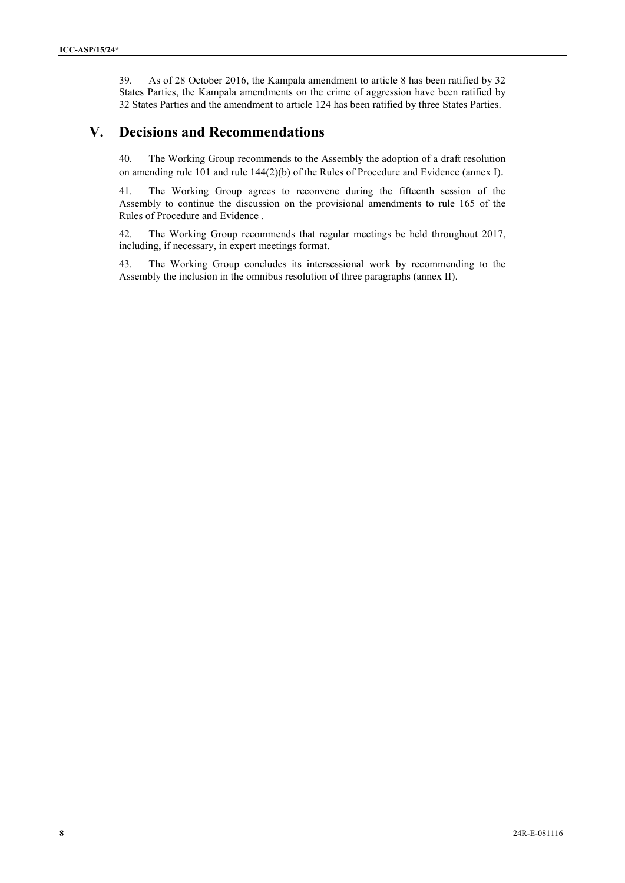39. As of 28 October 2016, the Kampala amendment to article 8 has been ratified by 32 States Parties, the Kampala amendments on the crime of aggression have been ratified by 32 States Parties and the amendment to article 124 has been ratified by three States Parties.

# V. Decisions and Recommendations

40. The Working Group recommends to the Assembly the adoption of a draft resolution on amending rule 101 and rule 144(2)(b) of the Rules of Procedure and Evidence (annex I).

41. The Working Group agrees to reconvene during the fifteenth session of the Assembly to continue the discussion on the provisional amendments to rule 165 of the Rules of Procedure and Evidence .

42. The Working Group recommends that regular meetings be held throughout 2017, including, if necessary, in expert meetings format.

43. The Working Group concludes its intersessional work by recommending to the Assembly the inclusion in the omnibus resolution of three paragraphs (annex II).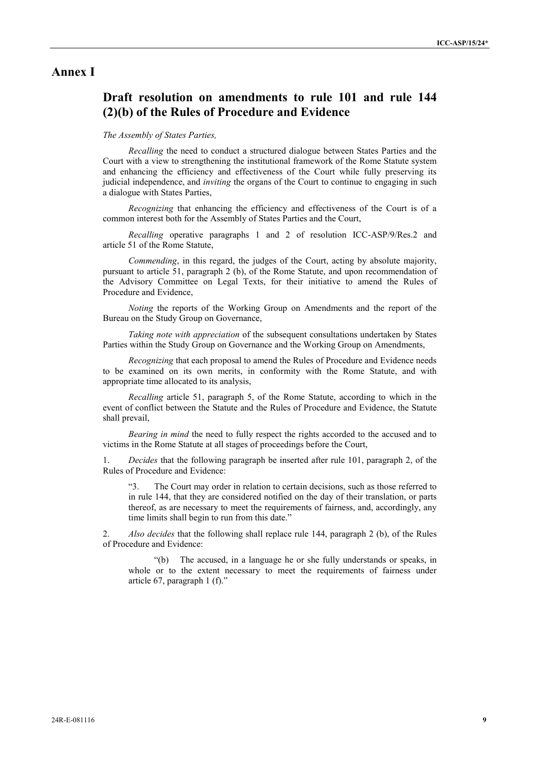# Annex I

## Draft resolution on amendments to rule 101 and rule 144 (2)(b) of the Rules of Procedure and Evidence

*The Assembly of States Parties,*

*Recalling* the need to conduct a structured dialogue between States Parties and the Court with a view to strengthening the institutional framework of the Rome Statute system and enhancing the efficiency and effectiveness of the Court while fully preserving its judicial independence, and *inviting* the organs of the Court to continue to engaging in such a dialogue with States Parties,

*Recognizing* that enhancing the efficiency and effectiveness of the Court is of a common interest both for the Assembly of States Parties and the Court,

*Recalling* operative paragraphs 1 and 2 of resolution ICC-ASP/9/Res.2 and article 51 of the Rome Statute,

*Commending*, in this regard, the judges of the Court, acting by absolute majority, pursuant to article 51, paragraph 2 (b), of the Rome Statute, and upon recommendation of the Advisory Committee on Legal Texts, for their initiative to amend the Rules of Procedure and Evidence,

*Noting* the reports of the Working Group on Amendments and the report of the Bureau on the Study Group on Governance,

*Taking note with appreciation* of the subsequent consultations undertaken by States Parties within the Study Group on Governance and the Working Group on Amendments,

*Recognizing* that each proposal to amend the Rules of Procedure and Evidence needs to be examined on its own merits, in conformity with the Rome Statute, and with appropriate time allocated to its analysis,

*Recalling* article 51, paragraph 5, of the Rome Statute, according to which in the event of conflict between the Statute and the Rules of Procedure and Evidence, the Statute shall prevail,

*Bearing in mind* the need to fully respect the rights accorded to the accused and to victims in the Rome Statute at all stages of proceedings before the Court,

1. *Decides* that the following paragraph be inserted after rule 101, paragraph 2, of the Rules of Procedure and Evidence:

> "3. The Court may order in relation to certain decisions, such as those referred to in rule 144, that they are considered notified on the day of their translation, or parts thereof, as are necessary to meet the requirements of fairness, and, accordingly, any time limits shall begin to run from this date."

2. *Also decides* that the following shall replace rule 144, paragraph 2 (b), of the Rules of Procedure and Evidence:

> "(b) The accused, in a language he or she fully understands or speaks, in whole or to the extent necessary to meet the requirements of fairness under article 67, paragraph 1 (f)."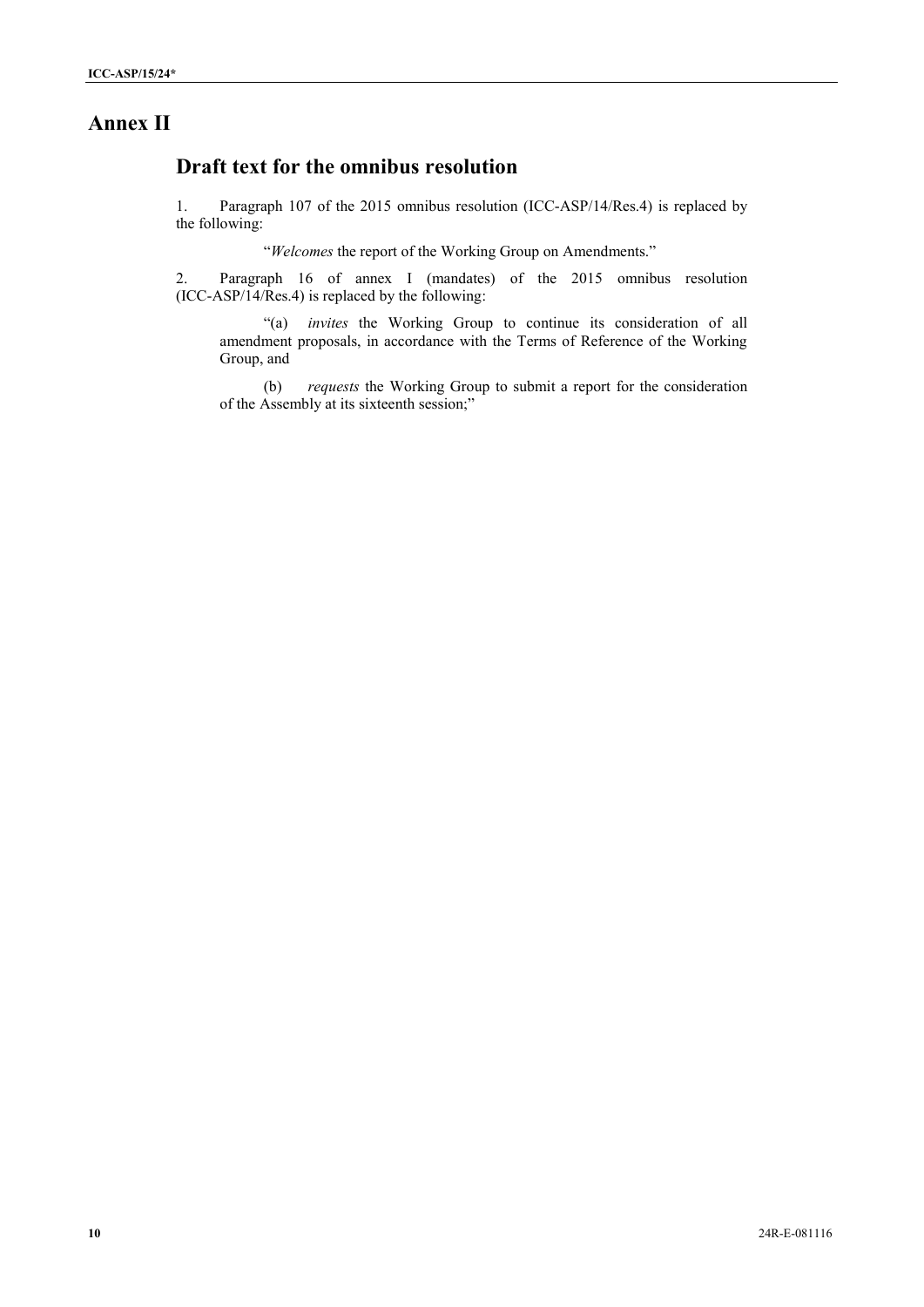# Annex II

## Draft text for the omnibus resolution

1. Paragraph 107 of the 2015 omnibus resolution (ICC-ASP/14/Res.4) is replaced by the following:

> "*Welcomes* the report of the Working Group on Amendments."

2. Paragraph 16 of annex I (mandates) of the 2015 omnibus resolution (ICC-ASP/14/Res.4) is replaced by the following:

> "(a) *invites* the Working Group to continue its consideration of all amendment proposals, in accordance with the Terms of Reference of the Working Group, and
>
> (b) *requests* the Working Group to submit a report for the consideration of the Assembly at its sixteenth session;"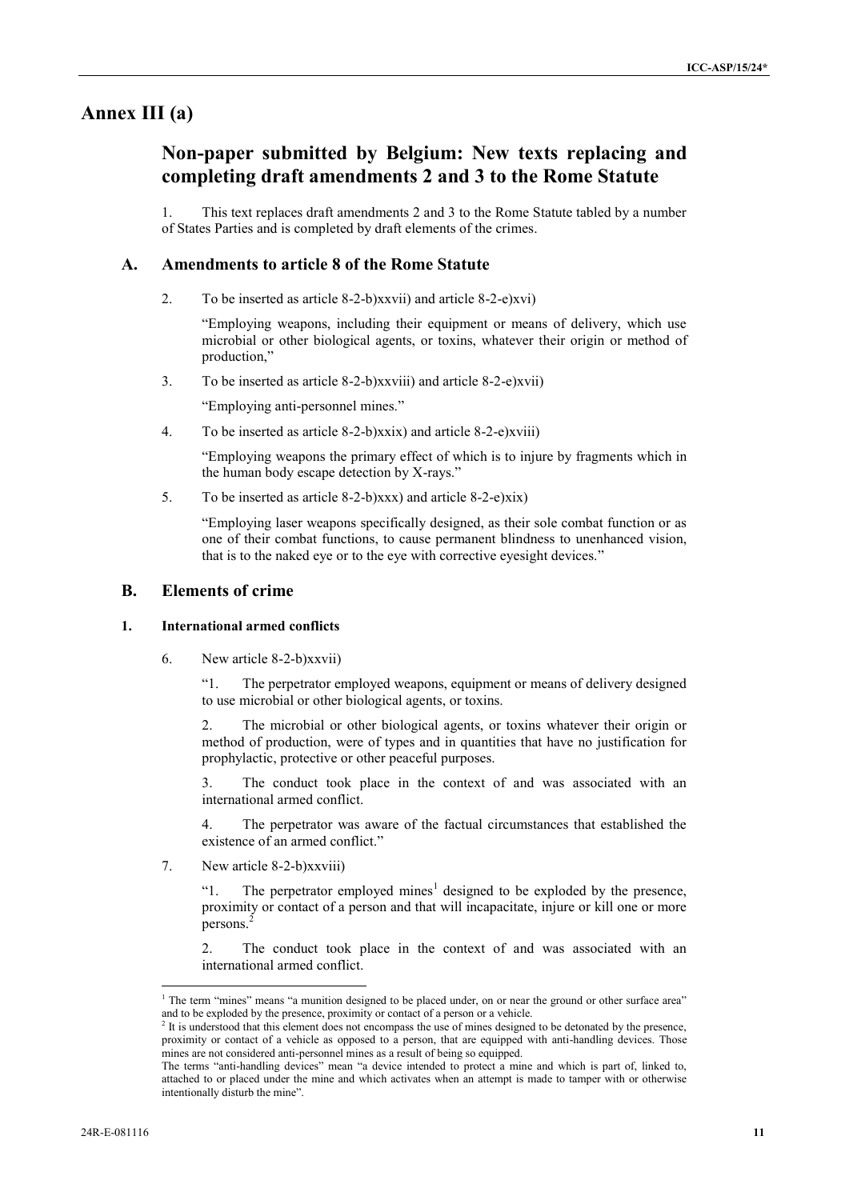# Annex III (a)

## Non-paper submitted by Belgium: New texts replacing and completing draft amendments 2 and 3 to the Rome Statute

1. This text replaces draft amendments 2 and 3 to the Rome Statute tabled by a number of States Parties and is completed by draft elements of the crimes.

### A. Amendments to article 8 of the Rome Statute

2. To be inserted as article 8-2-b)xxvii) and article 8-2-e)xvi)

   "Employing weapons, including their equipment or means of delivery, which use microbial or other biological agents, or toxins, whatever their origin or method of production,"

3. To be inserted as article 8-2-b)xxviii) and article 8-2-e)xvii)

   "Employing anti-personnel mines."

4. To be inserted as article 8-2-b)xxix) and article 8-2-e)xviii)

   "Employing weapons the primary effect of which is to injure by fragments which in the human body escape detection by X-rays."

5. To be inserted as article 8-2-b)xxx) and article 8-2-e)xix)

   "Employing laser weapons specifically designed, as their sole combat function or as one of their combat functions, to cause permanent blindness to unenhanced vision, that is to the naked eye or to the eye with corrective eyesight devices."

### B. Elements of crime

#### 1. International armed conflicts

6. New article 8-2-b)xxvii)

   "1. The perpetrator employed weapons, equipment or means of delivery designed to use microbial or other biological agents, or toxins.

   2. The microbial or other biological agents, or toxins whatever their origin or method of production, were of types and in quantities that have no justification for prophylactic, protective or other peaceful purposes.

   3. The conduct took place in the context of and was associated with an international armed conflict.

   4. The perpetrator was aware of the factual circumstances that established the existence of an armed conflict."

7. New article 8-2-b)xxviii)

   "1. The perpetrator employed mines[1] designed to be exploded by the presence, proximity or contact of a person and that will incapacitate, injure or kill one or more persons.[2]

   2. The conduct took place in the context of and was associated with an international armed conflict.

---

[1] The term "mines" means "a munition designed to be placed under, on or near the ground or other surface area" and to be exploded by the presence, proximity or contact of a person or a vehicle.

[2] It is understood that this element does not encompass the use of mines designed to be detonated by the presence, proximity or contact of a vehicle as opposed to a person, that are equipped with anti-handling devices. Those mines are not considered anti-personnel mines as a result of being so equipped.
The terms "anti-handling devices" mean "a device intended to protect a mine and which is part of, linked to, attached to or placed under the mine and which activates when an attempt is made to tamper with or otherwise intentionally disturb the mine".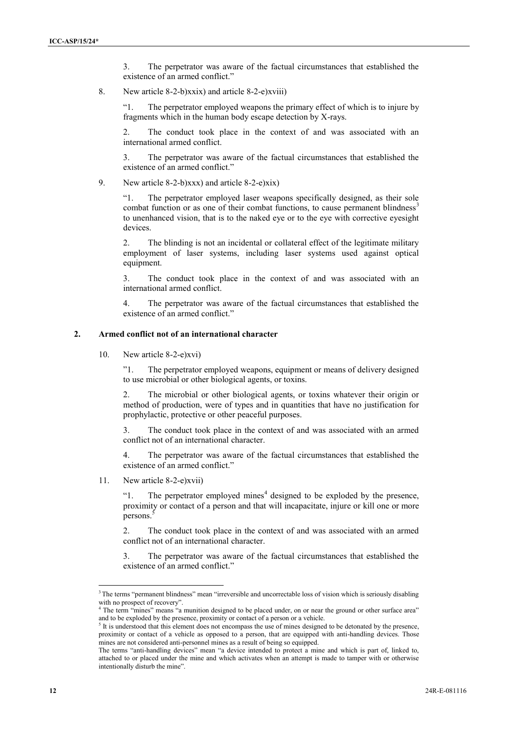3. The perpetrator was aware of the factual circumstances that established the existence of an armed conflict."

8. New article 8-2-b)xxix) and article 8-2-e)xviii)

"1. The perpetrator employed weapons the primary effect of which is to injure by fragments which in the human body escape detection by X-rays.

2. The conduct took place in the context of and was associated with an international armed conflict.

3. The perpetrator was aware of the factual circumstances that established the existence of an armed conflict."

9. New article 8-2-b)xxx) and article 8-2-e)xix)

"1. The perpetrator employed laser weapons specifically designed, as their sole combat function or as one of their combat functions, to cause permanent blindness[3] to unenhanced vision, that is to the naked eye or to the eye with corrective eyesight devices.

2. The blinding is not an incidental or collateral effect of the legitimate military employment of laser systems, including laser systems used against optical equipment.

3. The conduct took place in the context of and was associated with an international armed conflict.

4. The perpetrator was aware of the factual circumstances that established the existence of an armed conflict."

## 2. Armed conflict not of an international character

10. New article 8-2-e)xvi)

"1. The perpetrator employed weapons, equipment or means of delivery designed to use microbial or other biological agents, or toxins.

2. The microbial or other biological agents, or toxins whatever their origin or method of production, were of types and in quantities that have no justification for prophylactic, protective or other peaceful purposes.

3. The conduct took place in the context of and was associated with an armed conflict not of an international character.

4. The perpetrator was aware of the factual circumstances that established the existence of an armed conflict."

11. New article 8-2-e)xvii)

"1. The perpetrator employed mines[4] designed to be exploded by the presence, proximity or contact of a person and that will incapacitate, injure or kill one or more persons.[5]

2. The conduct took place in the context of and was associated with an armed conflict not of an international character.

3. The perpetrator was aware of the factual circumstances that established the existence of an armed conflict."

---

[3] The terms "permanent blindness" mean "irreversible and uncorrectable loss of vision which is seriously disabling with no prospect of recovery".

[4] The term "mines" means "a munition designed to be placed under, on or near the ground or other surface area" and to be exploded by the presence, proximity or contact of a person or a vehicle.

[5] It is understood that this element does not encompass the use of mines designed to be detonated by the presence, proximity or contact of a vehicle as opposed to a person, that are equipped with anti-handling devices. Those mines are not considered anti-personnel mines as a result of being so equipped.

The terms "anti-handling devices" mean "a device intended to protect a mine and which is part of, linked to, attached to or placed under the mine and which activates when an attempt is made to tamper with or otherwise intentionally disturb the mine".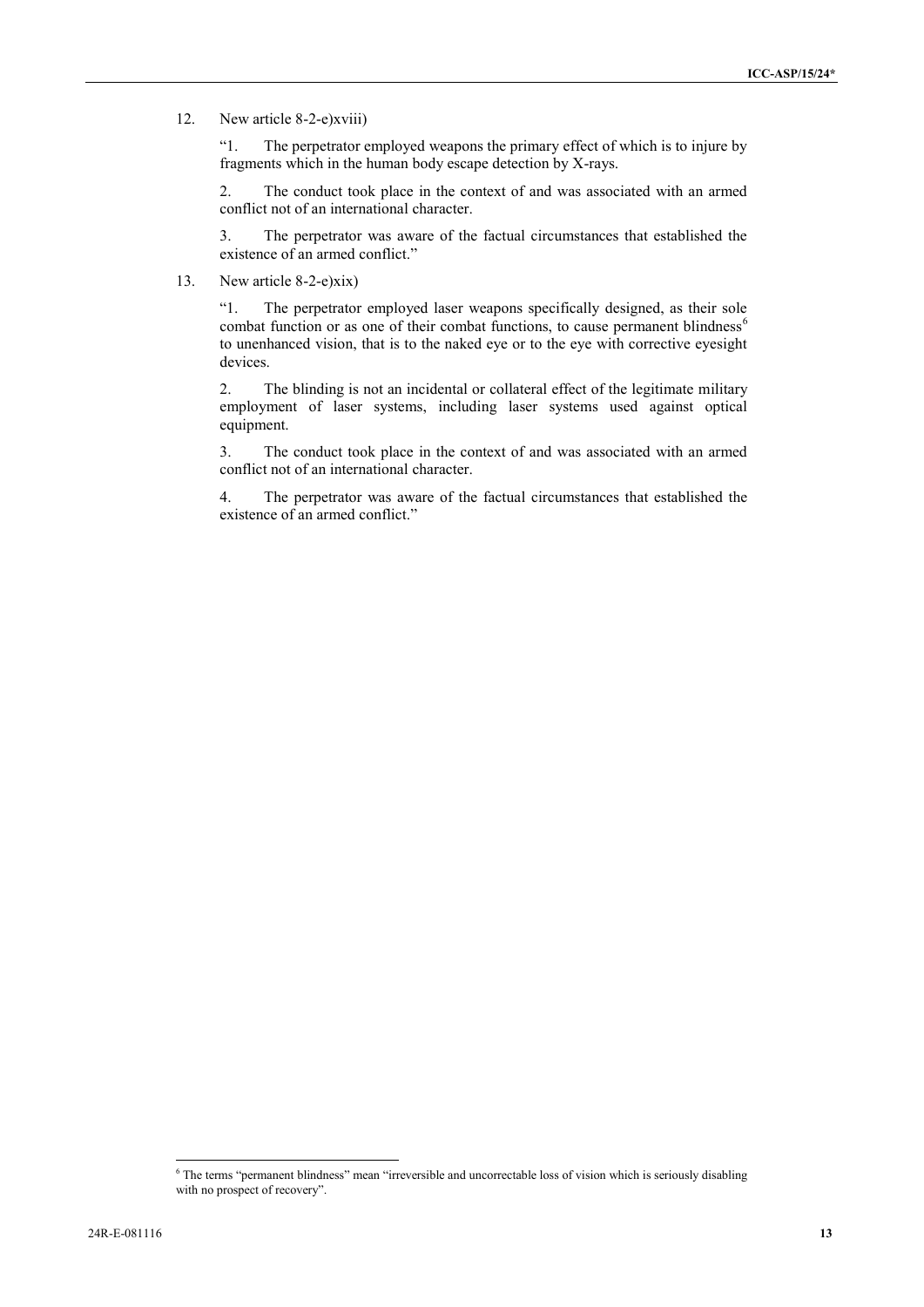12. New article 8-2-e)xviii)

"1. The perpetrator employed weapons the primary effect of which is to injure by fragments which in the human body escape detection by X-rays.

2. The conduct took place in the context of and was associated with an armed conflict not of an international character.

3. The perpetrator was aware of the factual circumstances that established the existence of an armed conflict."

13. New article 8-2-e)xix)

"1. The perpetrator employed laser weapons specifically designed, as their sole combat function or as one of their combat functions, to cause permanent blindness[6] to unenhanced vision, that is to the naked eye or to the eye with corrective eyesight devices.

2. The blinding is not an incidental or collateral effect of the legitimate military employment of laser systems, including laser systems used against optical equipment.

3. The conduct took place in the context of and was associated with an armed conflict not of an international character.

4. The perpetrator was aware of the factual circumstances that established the existence of an armed conflict."

---

[6] The terms "permanent blindness" mean "irreversible and uncorrectable loss of vision which is seriously disabling with no prospect of recovery".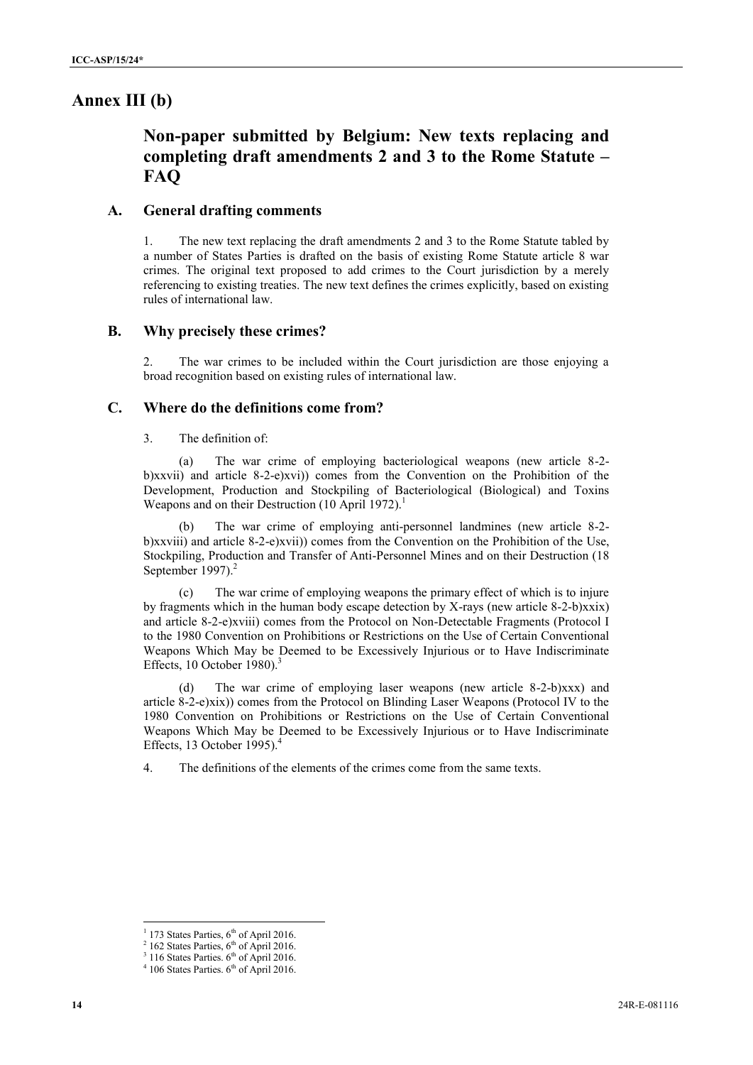# Annex III (b)

## Non-paper submitted by Belgium: New texts replacing and completing draft amendments 2 and 3 to the Rome Statute – FAQ

### A. General drafting comments

1. The new text replacing the draft amendments 2 and 3 to the Rome Statute tabled by a number of States Parties is drafted on the basis of existing Rome Statute article 8 war crimes. The original text proposed to add crimes to the Court jurisdiction by a merely referencing to existing treaties. The new text defines the crimes explicitly, based on existing rules of international law.

### B. Why precisely these crimes?

2. The war crimes to be included within the Court jurisdiction are those enjoying a broad recognition based on existing rules of international law.

### C. Where do the definitions come from?

3. The definition of:

(a) The war crime of employing bacteriological weapons (new article 8-2-b)xxvii) and article 8-2-e)xvi)) comes from the Convention on the Prohibition of the Development, Production and Stockpiling of Bacteriological (Biological) and Toxins Weapons and on their Destruction (10 April 1972).[1]

(b) The war crime of employing anti-personnel landmines (new article 8-2-b)xxviii) and article 8-2-e)xvii)) comes from the Convention on the Prohibition of the Use, Stockpiling, Production and Transfer of Anti-Personnel Mines and on their Destruction (18 September 1997).[2]

(c) The war crime of employing weapons the primary effect of which is to injure by fragments which in the human body escape detection by X-rays (new article 8-2-b)xxix) and article 8-2-e)xviii)) comes from the Protocol on Non-Detectable Fragments (Protocol I to the 1980 Convention on Prohibitions or Restrictions on the Use of Certain Conventional Weapons Which May be Deemed to be Excessively Injurious or to Have Indiscriminate Effects, 10 October 1980).[3]

(d) The war crime of employing laser weapons (new article 8-2-b)xxx) and article 8-2-e)xix)) comes from the Protocol on Blinding Laser Weapons (Protocol IV to the 1980 Convention on Prohibitions or Restrictions on the Use of Certain Conventional Weapons Which May be Deemed to be Excessively Injurious or to Have Indiscriminate Effects, 13 October 1995).[4]

4. The definitions of the elements of the crimes come from the same texts.

---

[1] 173 States Parties, 6th of April 2016.
[2] 162 States Parties, 6th of April 2016.
[3] 116 States Parties. 6th of April 2016.
[4] 106 States Parties. 6th of April 2016.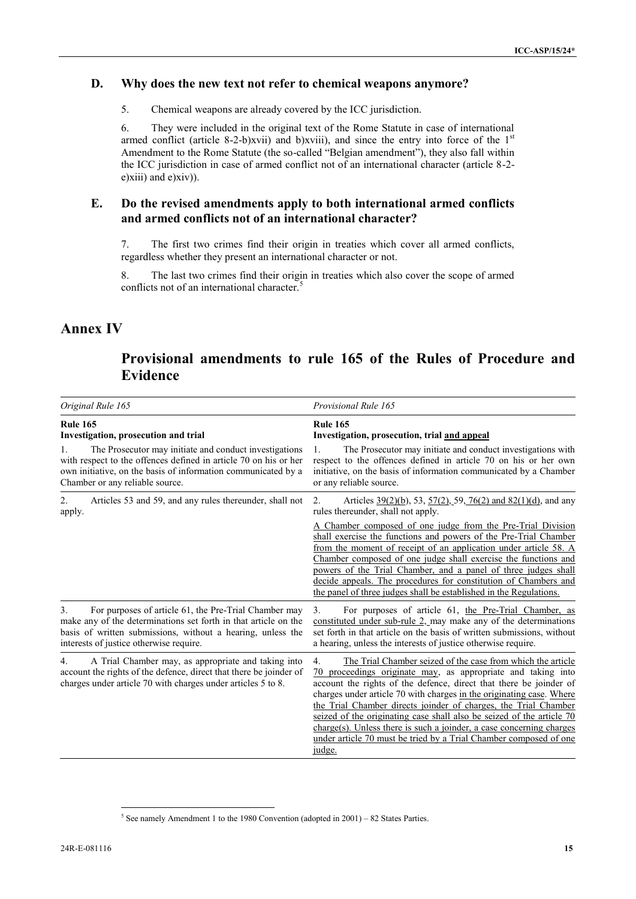### D. Why does the new text not refer to chemical weapons anymore?

5. Chemical weapons are already covered by the ICC jurisdiction.

6. They were included in the original text of the Rome Statute in case of international armed conflict (article 8-2-b)xvii) and b)xviii), and since the entry into force of the 1st Amendment to the Rome Statute (the so-called "Belgian amendment"), they also fall within the ICC jurisdiction in case of armed conflict not of an international character (article 8-2-e)xiii) and e)xiv)).

### E. Do the revised amendments apply to both international armed conflicts and armed conflicts not of an international character?

7. The first two crimes find their origin in treaties which cover all armed conflicts, regardless whether they present an international character or not.

8. The last two crimes find their origin in treaties which also cover the scope of armed conflicts not of an international character.[5]

## Annex IV

## Provisional amendments to rule 165 of the Rules of Procedure and Evidence

| *Original Rule 165* | *Provisional Rule 165* |
|---|---|
| **Rule 165**<br>**Investigation, prosecution and trial** | **Rule 165**<br>**Investigation, prosecution, trial <u>and appeal</u>** |
| 1. The Prosecutor may initiate and conduct investigations with respect to the offences defined in article 70 on his or her own initiative, on the basis of information communicated by a Chamber or any reliable source. | 1. The Prosecutor may initiate and conduct investigations with respect to the offences defined in article 70 on his or her own initiative, on the basis of information communicated by a Chamber or any reliable source. |
| 2. Articles 53 and 59, and any rules thereunder, shall not apply. | 2. Articles <u>39(2)(b)</u>, 53, <u>57(2)</u>, 59, <u>76(2) and 82(1)(d)</u>, and any rules thereunder, shall not apply.<br><u>A Chamber composed of one judge from the Pre-Trial Division shall exercise the functions and powers of the Pre-Trial Chamber from the moment of receipt of an application under article 58. A Chamber composed of one judge shall exercise the functions and powers of the Trial Chamber, and a panel of three judges shall decide appeals. The procedures for constitution of Chambers and the panel of three judges shall be established in the Regulations.</u> |
| 3. For purposes of article 61, the Pre-Trial Chamber may make any of the determinations set forth in that article on the basis of written submissions, without a hearing, unless the interests of justice otherwise require. | 3. For purposes of article 61, <u>the Pre-Trial Chamber, as constituted under sub-rule 2,</u> may make any of the determinations set forth in that article on the basis of written submissions, without a hearing, unless the interests of justice otherwise require. |
| 4. A Trial Chamber may, as appropriate and taking into account the rights of the defence, direct that there be joinder of charges under article 70 with charges under articles 5 to 8. | 4. <u>The Trial Chamber seized of the case from which the article 70 proceedings originate may</u>, as appropriate and taking into account the rights of the defence, direct that there be joinder of charges under article 70 with charges <u>in the originating case</u>. <u>Where the Trial Chamber directs joinder of charges, the Trial Chamber seized of the originating case shall also be seized of the article 70 charge(s). Unless there is such a joinder, a case concerning charges under article 70 must be tried by a Trial Chamber composed of one judge.</u> |

[5] See namely Amendment 1 to the 1980 Convention (adopted in 2001) – 82 States Parties.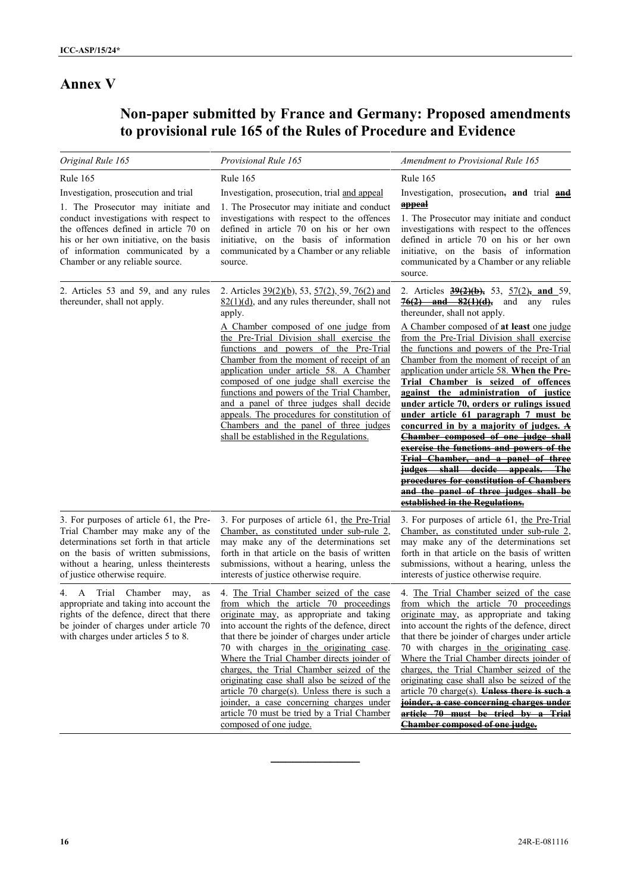# Annex V

## Non-paper submitted by France and Germany: Proposed amendments to provisional rule 165 of the Rules of Procedure and Evidence

| *Original Rule 165* | *Provisional Rule 165* | *Amendment to Provisional Rule 165* |
|---|---|---|
| Rule 165<br><br>Investigation, prosecution and trial<br><br>1. The Prosecutor may initiate and conduct investigations with respect to the offences defined in article 70 on his or her own initiative, on the basis of information communicated by a Chamber or any reliable source. | Rule 165<br><br>Investigation, prosecution, trial and appeal<br><br>1. The Prosecutor may initiate and conduct investigations with respect to the offences defined in article 70 on his or her own initiative, on the basis of information communicated by a Chamber or any reliable source. | Rule 165<br><br>Investigation, prosecution~~,~~ **and** trial ~~**and appeal**~~<br><br>1. The Prosecutor may initiate and conduct investigations with respect to the offences defined in article 70 on his or her own initiative, on the basis of information communicated by a Chamber or any reliable source. |
| 2. Articles 53 and 59, and any rules thereunder, shall not apply. | 2. Articles 39(2)(b), 53, 57(2), 59, 76(2) and 82(1)(d), and any rules thereunder, shall not apply.<br><br>A Chamber composed of one judge from the Pre-Trial Division shall exercise the functions and powers of the Pre-Trial Chamber from the moment of receipt of an application under article 58. A Chamber composed of one judge shall exercise the functions and powers of the Trial Chamber, and a panel of three judges shall decide appeals. The procedures for constitution of Chambers and the panel of three judges shall be established in the Regulations. | 2. Articles ~~**39(2)(b),**~~ 53, 57(2)~~,~~ **and** 59, ~~**76(2) and 82(1)(d),**~~ and any rules thereunder, shall not apply.<br><br>A Chamber composed of **at least** one judge from the Pre-Trial Division shall exercise the functions and powers of the Pre-Trial Chamber from the moment of receipt of an application under article 58. **When the Pre-Trial Chamber is seized of offences against the administration of justice under article 70, orders or rulings issued under article 61 paragraph 7 must be concurred in by a majority of judges.** ~~**A Chamber composed of one judge shall exercise the functions and powers of the Trial Chamber, and a panel of three judges shall decide appeals. The procedures for constitution of Chambers and the panel of three judges shall be established in the Regulations.**~~ |
| 3. For purposes of article 61, the Pre-Trial Chamber may make any of the determinations set forth in that article on the basis of written submissions, without a hearing, unless theinterests of justice otherwise require. | 3. For purposes of article 61, the Pre-Trial Chamber, as constituted under sub-rule 2, may make any of the determinations set forth in that article on the basis of written submissions, without a hearing, unless the interests of justice otherwise require. | 3. For purposes of article 61, the Pre-Trial Chamber, as constituted under sub-rule 2, may make any of the determinations set forth in that article on the basis of written submissions, without a hearing, unless the interests of justice otherwise require. |
| 4. A Trial Chamber may, as appropriate and taking into account the rights of the defence, direct that there be joinder of charges under article 70 with charges under articles 5 to 8. | 4. The Trial Chamber seized of the case from which the article 70 proceedings originate may, as appropriate and taking into account the rights of the defence, direct that there be joinder of charges under article 70 with charges in the originating case. Where the Trial Chamber directs joinder of charges, the Trial Chamber seized of the originating case shall also be seized of the article 70 charge(s). Unless there is such a joinder, a case concerning charges under article 70 must be tried by a Trial Chamber composed of one judge. | 4. The Trial Chamber seized of the case from which the article 70 proceedings originate may, as appropriate and taking into account the rights of the defence, direct that there be joinder of charges under article 70 with charges in the originating case. Where the Trial Chamber directs joinder of charges, the Trial Chamber seized of the originating case shall also be seized of the article 70 charge(s). ~~**Unless there is such a joinder, a case concerning charges under article 70 must be tried by a Trial Chamber composed of one judge.**~~ |